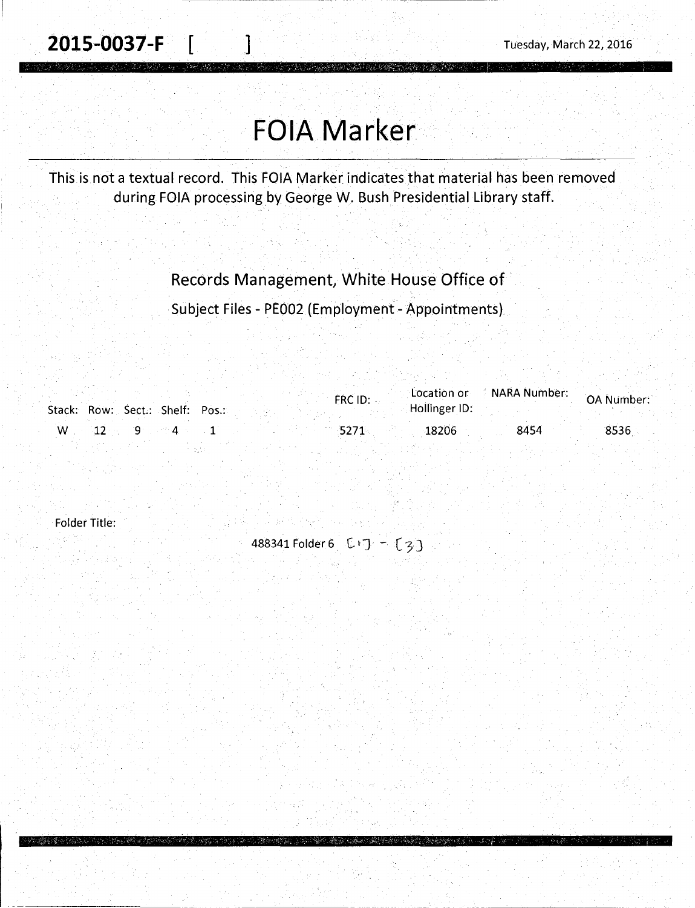**2015-0037-F** [ ] Tuesday, March 22, 2016

# FOIA Marker

This is not a textual record. This FOIA Marker indicates that material has been removed during FOIA processing by George W. Bush Presidential Library staff.

Records Management, White House Office of

Subject Files - PE002 (Employment - Appointments)

| Stack: | Row: | Sect.: | Shelf: | Pos.: | FRC ID: | Location or Hollinger ID: | NARA Number: | OA Number: |
|---|---|---|---|---|---|---|---|---|
| W | 12 | 9 | 4 | 1 | 5271 | 18206 | 8454 | 8536 |

Folder Title:

488341 Folder 6 [1] - [3]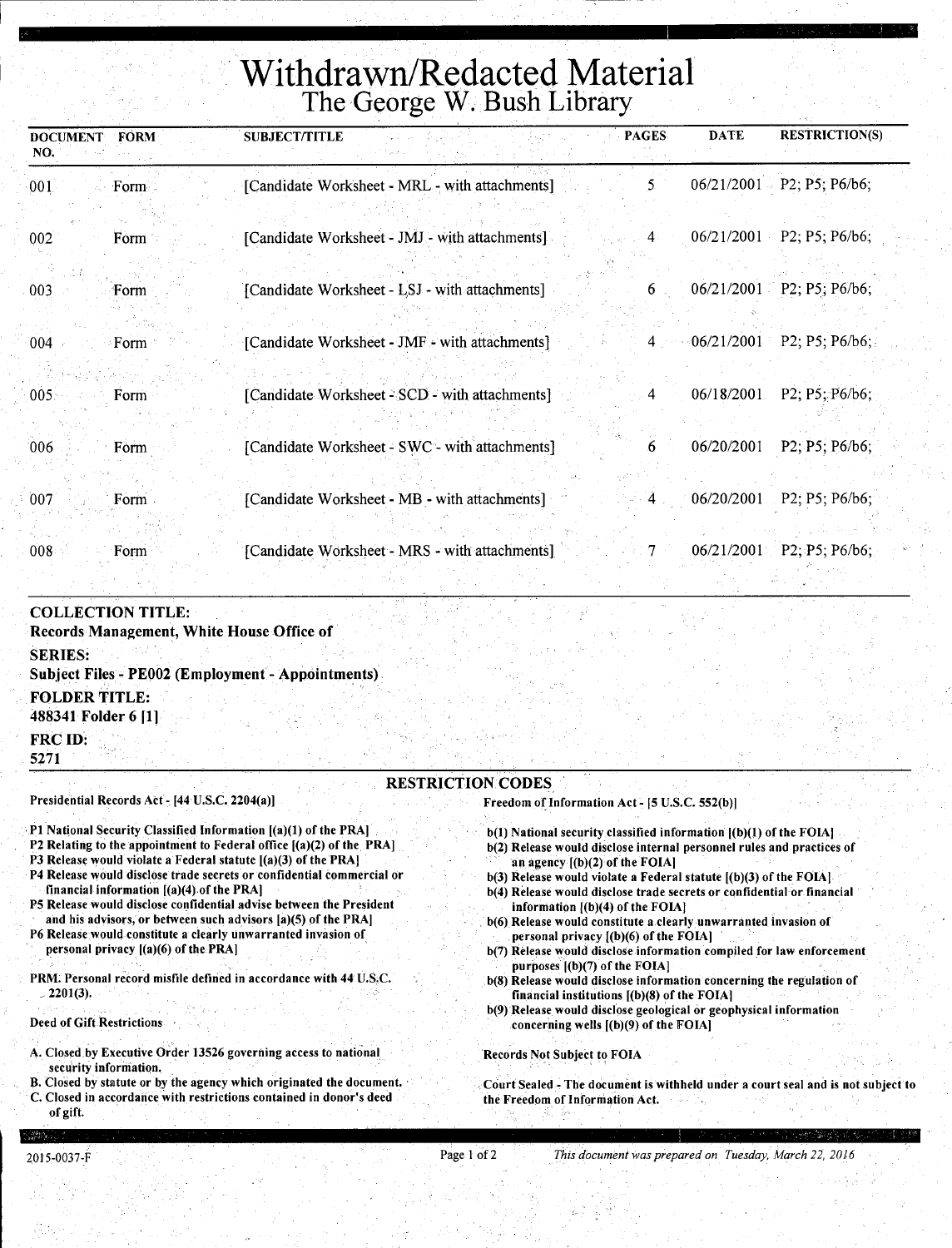# Withdrawn/Redacted Material

## The George W. Bush Library

| DOCUMENT NO. | FORM | SUBJECT/TITLE | PAGES | DATE | RESTRICTION(S) |
|---|---|---|---|---|---|
| 001 | Form | [Candidate Worksheet - MRL - with attachments] | 5 | 06/21/2001 | P2; P5; P6/b6; |
| 002 | Form | [Candidate Worksheet - JMJ - with attachments] | 4 | 06/21/2001 | P2; P5; P6/b6; |
| 003 | Form | [Candidate Worksheet - LSJ - with attachments] | 6 | 06/21/2001 | P2; P5; P6/b6; |
| 004 | Form | [Candidate Worksheet - JMF - with attachments] | 4 | 06/21/2001 | P2; P5; P6/b6; |
| 005 | Form | [Candidate Worksheet - SCD - with attachments] | 4 | 06/18/2001 | P2; P5; P6/b6; |
| 006 | Form | [Candidate Worksheet - SWC - with attachments] | 6 | 06/20/2001 | P2; P5; P6/b6; |
| 007 | Form | [Candidate Worksheet - MB - with attachments] | 4 | 06/20/2001 | P2; P5; P6/b6; |
| 008 | Form | [Candidate Worksheet - MRS - with attachments] | 7 | 06/21/2001 | P2; P5; P6/b6; |

**COLLECTION TITLE:**
**Records Management, White House Office of**

**SERIES:**
**Subject Files - PE002 (Employment - Appointments)**

**FOLDER TITLE:**
**488341 Folder 6 [1]**

**FRC ID:**
**5271**

### RESTRICTION CODES

**Presidential Records Act - [44 U.S.C. 2204(a)]**

P1 National Security Classified Information [(a)(1) of the PRA]
P2 Relating to the appointment to Federal office [(a)(2) of the PRA]
P3 Release would violate a Federal statute [(a)(3) of the PRA]
P4 Release would disclose trade secrets or confidential commercial or financial information [(a)(4) of the PRA]
P5 Release would disclose confidential advise between the President and his advisors, or between such advisors [a)(5) of the PRA]
P6 Release would constitute a clearly unwarranted invasion of personal privacy [(a)(6) of the PRA]

PRM. Personal record misfile defined in accordance with 44 U.S.C. 2201(3).

**Deed of Gift Restrictions**

A. Closed by Executive Order 13526 governing access to national security information.
B. Closed by statute or by the agency which originated the document.
C. Closed in accordance with restrictions contained in donor's deed of gift.

**Freedom of Information Act - [5 U.S.C. 552(b)]**

b(1) National security classified information [(b)(1) of the FOIA]
b(2) Release would disclose internal personnel rules and practices of an agency [(b)(2) of the FOIA]
b(3) Release would violate a Federal statute [(b)(3) of the FOIA]
b(4) Release would disclose trade secrets or confidential or financial information [(b)(4) of the FOIA]
b(6) Release would constitute a clearly unwarranted invasion of personal privacy [(b)(6) of the FOIA]
b(7) Release would disclose information compiled for law enforcement purposes [(b)(7) of the FOIA]
b(8) Release would disclose information concerning the regulation of financial institutions [(b)(8) of the FOIA]
b(9) Release would disclose geological or geophysical information concerning wells [(b)(9) of the FOIA]

**Records Not Subject to FOIA**

Court Sealed - The document is withheld under a court seal and is not subject to the Freedom of Information Act.

2015-0037-F

*This document was prepared on Tuesday, March 22, 2016*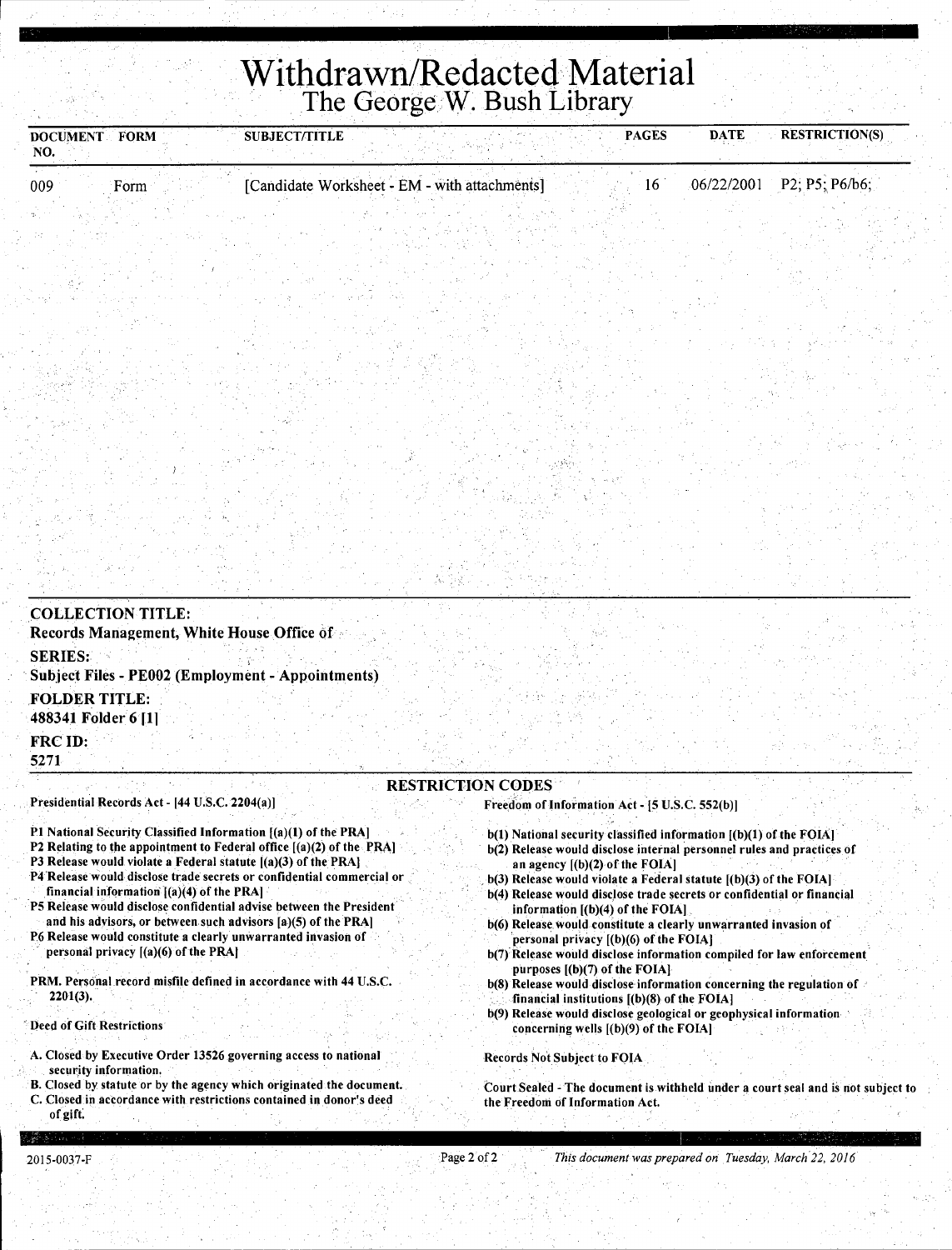# Withdrawn/Redacted Material

## The George W. Bush Library

| DOCUMENT NO. | FORM | SUBJECT/TITLE | PAGES | DATE | RESTRICTION(S) |
|---|---|---|---|---|---|
| 009 | Form | [Candidate Worksheet - EM - with attachments] | 16 | 06/22/2001 | P2; P5; P6/b6; |

**COLLECTION TITLE:**
Records Management, White House Office of

**SERIES:**
Subject Files - PE002 (Employment - Appointments)

**FOLDER TITLE:**
488341 Folder 6 [1]

**FRC ID:**
5271

### RESTRICTION CODES

Presidential Records Act - [44 U.S.C. 2204(a)]

- P1 National Security Classified Information [(a)(1) of the PRA]
- P2 Relating to the appointment to Federal office [(a)(2) of the PRA]
- P3 Release would violate a Federal statute [(a)(3) of the PRA]
- P4 Release would disclose trade secrets or confidential commercial or financial information [(a)(4) of the PRA]
- P5 Release would disclose confidential advise between the President and his advisors, or between such advisors [a)(5) of the PRA]
- P6 Release would constitute a clearly unwarranted invasion of personal privacy [(a)(6) of the PRA]

PRM. Personal record misfile defined in accordance with 44 U.S.C. 2201(3).

Deed of Gift Restrictions

- A. Closed by Executive Order 13526 governing access to national security information.
- B. Closed by statute or by the agency which originated the document.
- C. Closed in accordance with restrictions contained in donor's deed of gift.

Freedom of Information Act - [5 U.S.C. 552(b)]

- b(1) National security classified information [(b)(1) of the FOIA]
- b(2) Release would disclose internal personnel rules and practices of an agency [(b)(2) of the FOIA]
- b(3) Release would violate a Federal statute [(b)(3) of the FOIA]
- b(4) Release would disclose trade secrets or confidential or financial information [(b)(4) of the FOIA]
- b(6) Release would constitute a clearly unwarranted invasion of personal privacy [(b)(6) of the FOIA]
- b(7) Release would disclose information compiled for law enforcement purposes [(b)(7) of the FOIA]
- b(8) Release would disclose information concerning the regulation of financial institutions [(b)(8) of the FOIA]
- b(9) Release would disclose geological or geophysical information concerning wells [(b)(9) of the FOIA]

Records Not Subject to FOIA

Court Sealed - The document is withheld under a court seal and is not subject to the Freedom of Information Act.

2015-0037-F

*This document was prepared on Tuesday, March 22, 2016*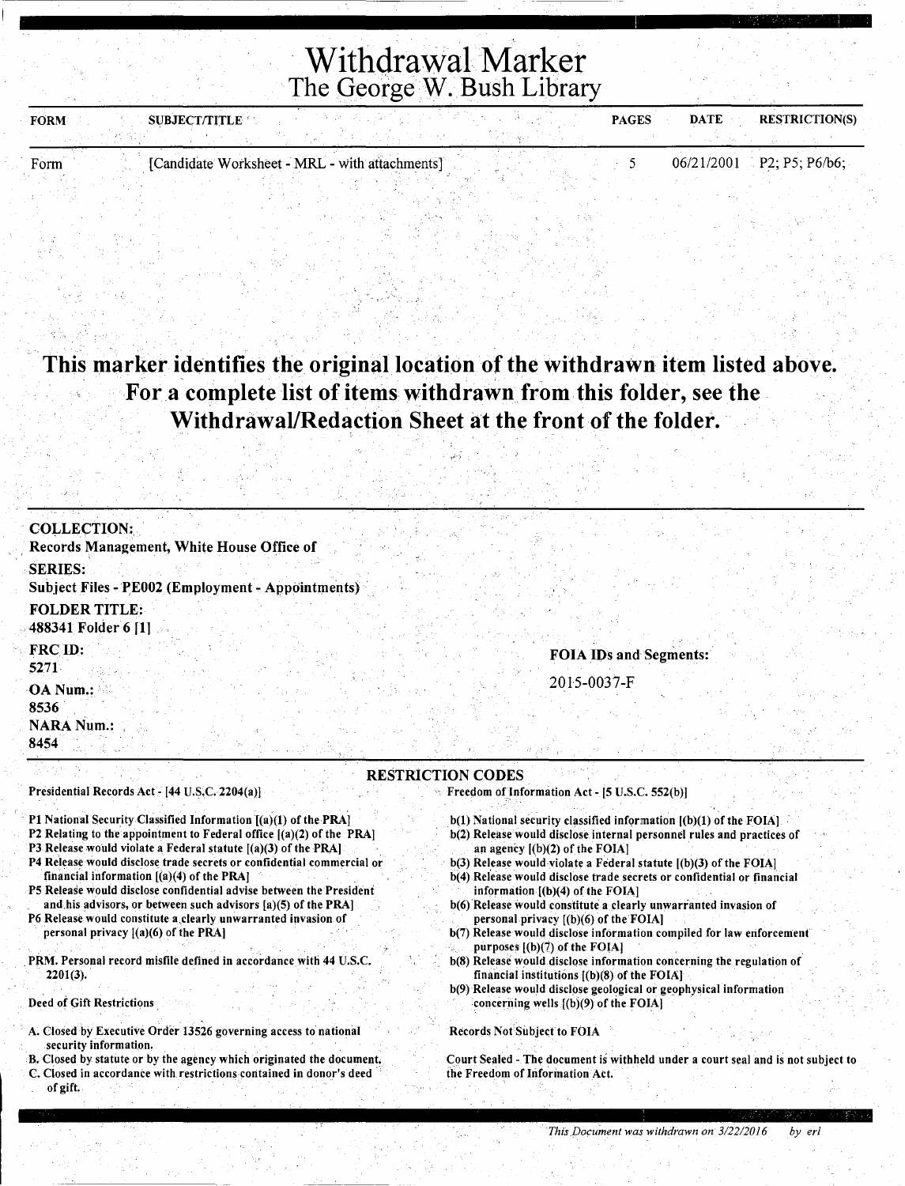# Withdrawal Marker
## The George W. Bush Library

| FORM | SUBJECT/TITLE | PAGES | DATE | RESTRICTION(S) |
| --- | --- | --- | --- | --- |
| Form | [Candidate Worksheet - MRL - with attachments] | 5 | 06/21/2001 | P2; P5; P6/b6; |

**This marker identifies the original location of the withdrawn item listed above. For a complete list of items withdrawn from this folder, see the Withdrawal/Redaction Sheet at the front of the folder.**

**COLLECTION:**
**Records Management, White House Office of**

**SERIES:**
**Subject Files - PE002 (Employment - Appointments)**

**FOLDER TITLE:**
**488341 Folder 6 [1]**

**FRC ID:**
**5271**

**OA Num.:**
**8536**

**NARA Num.:**
**8454**

**FOIA IDs and Segments:**

2015-0037-F

**RESTRICTION CODES**

Presidential Records Act - [44 U.S.C. 2204(a)]

P1 National Security Classified Information [(a)(1) of the PRA]
P2 Relating to the appointment to Federal office [(a)(2) of the PRA]
P3 Release would violate a Federal statute [(a)(3) of the PRA]
P4 Release would disclose trade secrets or confidential commercial or financial information [(a)(4) of the PRA]
P5 Release would disclose confidential advise between the President and his advisors, or between such advisors [a)(5) of the PRA]
P6 Release would constitute a clearly unwarranted invasion of personal privacy [(a)(6) of the PRA]

PRM. Personal record misfile defined in accordance with 44 U.S.C. 2201(3).

Deed of Gift Restrictions

A. Closed by Executive Order 13526 governing access to national security information.
B. Closed by statute or by the agency which originated the document.
C. Closed in accordance with restrictions contained in donor's deed of gift.

Freedom of Information Act - [5 U.S.C. 552(b)]

b(1) National security classified information [(b)(1) of the FOIA]
b(2) Release would disclose internal personnel rules and practices of an agency [(b)(2) of the FOIA]
b(3) Release would violate a Federal statute [(b)(3) of the FOIA]
b(4) Release would disclose trade secrets or confidential or financial information [(b)(4) of the FOIA]
b(6) Release would constitute a clearly unwarranted invasion of personal privacy [(b)(6) of the FOIA]
b(7) Release would disclose information compiled for law enforcement purposes [(b)(7) of the FOIA]
b(8) Release would disclose information concerning the regulation of financial institutions [(b)(8) of the FOIA]
b(9) Release would disclose geological or geophysical information concerning wells [(b)(9) of the FOIA]

Records Not Subject to FOIA

Court Sealed - The document is withheld under a court seal and is not subject to the Freedom of Information Act.

*This Document was withdrawn on 3/22/2016 by erl*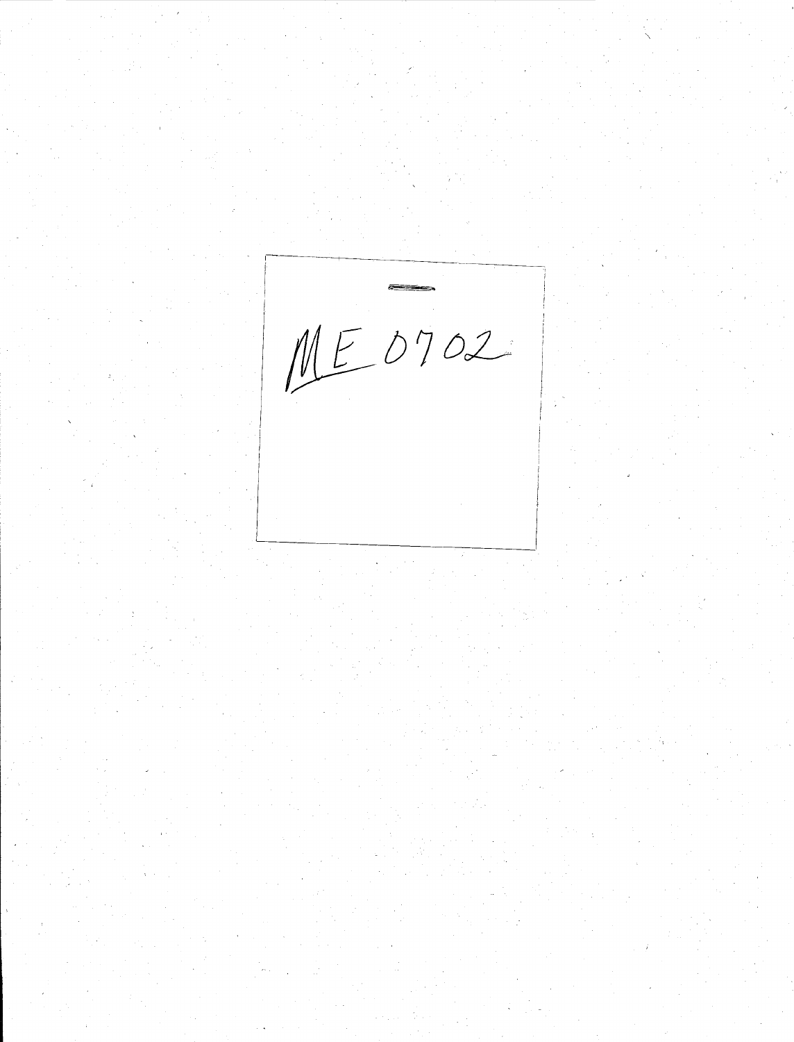ME 0702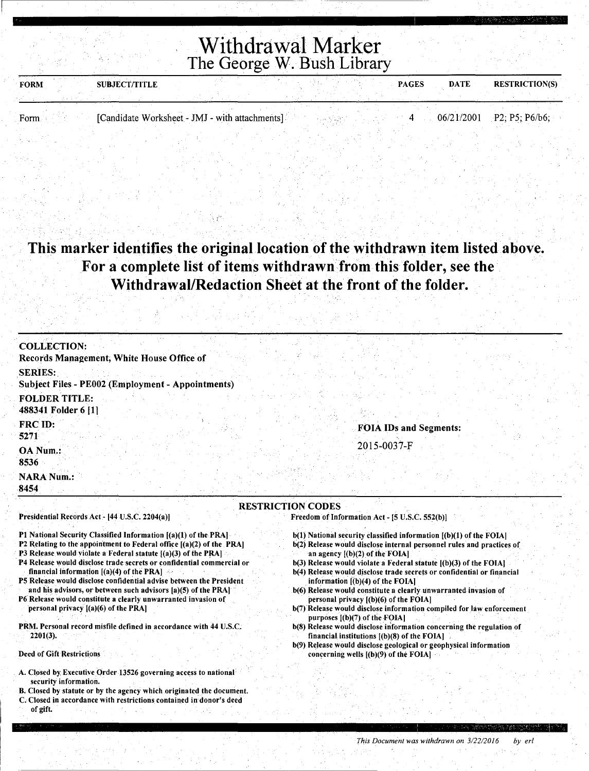# Withdrawal Marker
## The George W. Bush Library

| FORM | SUBJECT/TITLE | PAGES | DATE | RESTRICTION(S) |
|---|---|---|---|---|
| Form | [Candidate Worksheet - JMJ - with attachments] | 4 | 06/21/2001 | P2; P5; P6/b6; |

**This marker identifies the original location of the withdrawn item listed above. For a complete list of items withdrawn from this folder, see the Withdrawal/Redaction Sheet at the front of the folder.**

**COLLECTION:**
Records Management, White House Office of

**SERIES:**
Subject Files - PE002 (Employment - Appointments)

**FOLDER TITLE:**
488341 Folder 6 [1]

**FRC ID:**
5271

**OA Num.:**
8536

**NARA Num.:**
8454

**FOIA IDs and Segments:**

2015-0037-F

**RESTRICTION CODES**

Presidential Records Act - [44 U.S.C. 2204(a)]

P1 National Security Classified Information [(a)(1) of the PRA]
P2 Relating to the appointment to Federal office [(a)(2) of the PRA]
P3 Release would violate a Federal statute [(a)(3) of the PRA]
P4 Release would disclose trade secrets or confidential commercial or financial information [(a)(4) of the PRA]
P5 Release would disclose confidential advise between the President and his advisors, or between such advisors [a)(5) of the PRA]
P6 Release would constitute a clearly unwarranted invasion of personal privacy [(a)(6) of the PRA]

PRM. Personal record misfile defined in accordance with 44 U.S.C. 2201(3).

Deed of Gift Restrictions

A. Closed by Executive Order 13526 governing access to national security information.
B. Closed by statute or by the agency which originated the document.
C. Closed in accordance with restrictions contained in donor's deed of gift.

Freedom of Information Act - [5 U.S.C. 552(b)]

b(1) National security classified information [(b)(1) of the FOIA]
b(2) Release would disclose internal personnel rules and practices of an agency [(b)(2) of the FOIA]
b(3) Release would violate a Federal statute [(b)(3) of the FOIA]
b(4) Release would disclose trade secrets or confidential or financial information [(b)(4) of the FOIA]
b(6) Release would constitute a clearly unwarranted invasion of personal privacy [(b)(6) of the FOIA]
b(7) Release would disclose information compiled for law enforcement purposes [(b)(7) of the FOIA]
b(8) Release would disclose information concerning the regulation of financial institutions [(b)(8) of the FOIA]
b(9) Release would disclose geological or geophysical information concerning wells [(b)(9) of the FOIA]

*This Document was withdrawn on 3/22/2016 by erl*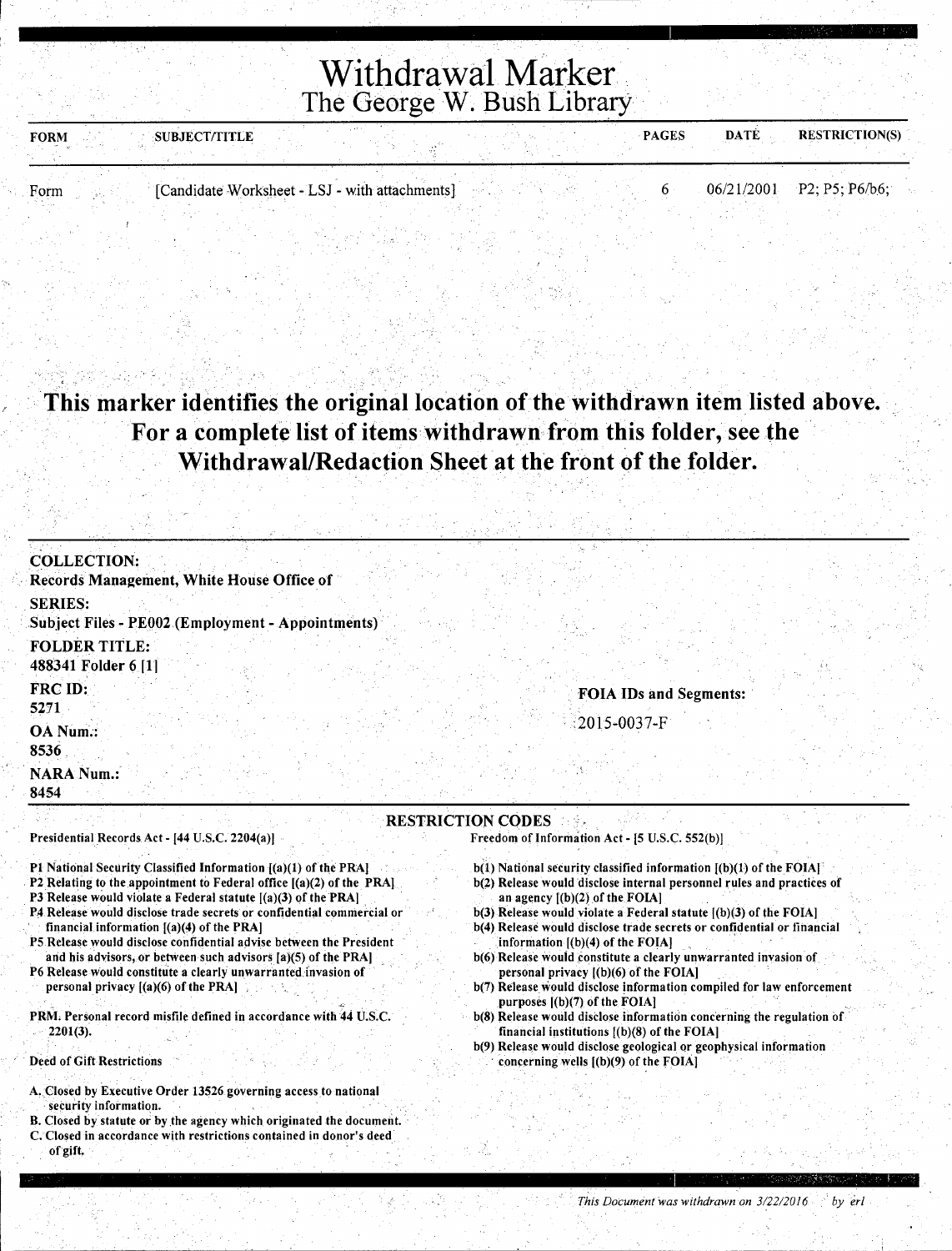# Withdrawal Marker

## The George W. Bush Library

| FORM | SUBJECT/TITLE | PAGES | DATE | RESTRICTION(S) |
|---|---|---|---|---|
| Form | [Candidate Worksheet - LSJ - with attachments] | 6 | 06/21/2001 | P2; P5; P6/b6; |

**This marker identifies the original location of the withdrawn item listed above. For a complete list of items withdrawn from this folder, see the Withdrawal/Redaction Sheet at the front of the folder.**

**COLLECTION:**
Records Management, White House Office of

**SERIES:**
Subject Files - PE002 (Employment - Appointments)

**FOLDER TITLE:**
488341 Folder 6 [1]

**FRC ID:**
5271

**OA Num.:**
8536

**NARA Num.:**
8454

**FOIA IDs and Segments:**

2015-0037-F

### RESTRICTION CODES

Presidential Records Act - [44 U.S.C. 2204(a)]

P1 National Security Classified Information [(a)(1) of the PRA]
P2 Relating to the appointment to Federal office [(a)(2) of the PRA]
P3 Release would violate a Federal statute [(a)(3) of the PRA]
P4 Release would disclose trade secrets or confidential commercial or financial information [(a)(4) of the PRA]
P5 Release would disclose confidential advise between the President and his advisors, or between such advisors [a)(5) of the PRA]
P6 Release would constitute a clearly unwarranted invasion of personal privacy [(a)(6) of the PRA]

PRM. Personal record misfile defined in accordance with 44 U.S.C. 2201(3).

Deed of Gift Restrictions

A. Closed by Executive Order 13526 governing access to national security information.
B. Closed by statute or by the agency which originated the document.
C. Closed in accordance with restrictions contained in donor's deed of gift.

Freedom of Information Act - [5 U.S.C. 552(b)]

b(1) National security classified information [(b)(1) of the FOIA]
b(2) Release would disclose internal personnel rules and practices of an agency [(b)(2) of the FOIA]
b(3) Release would violate a Federal statute [(b)(3) of the FOIA]
b(4) Release would disclose trade secrets or confidential or financial information [(b)(4) of the FOIA]
b(6) Release would constitute a clearly unwarranted invasion of personal privacy [(b)(6) of the FOIA]
b(7) Release would disclose information compiled for law enforcement purposes [(b)(7) of the FOIA]
b(8) Release would disclose information concerning the regulation of financial institutions [(b)(8) of the FOIA]
b(9) Release would disclose geological or geophysical information concerning wells [(b)(9) of the FOIA]

*This Document was withdrawn on 3/22/2016 by erl*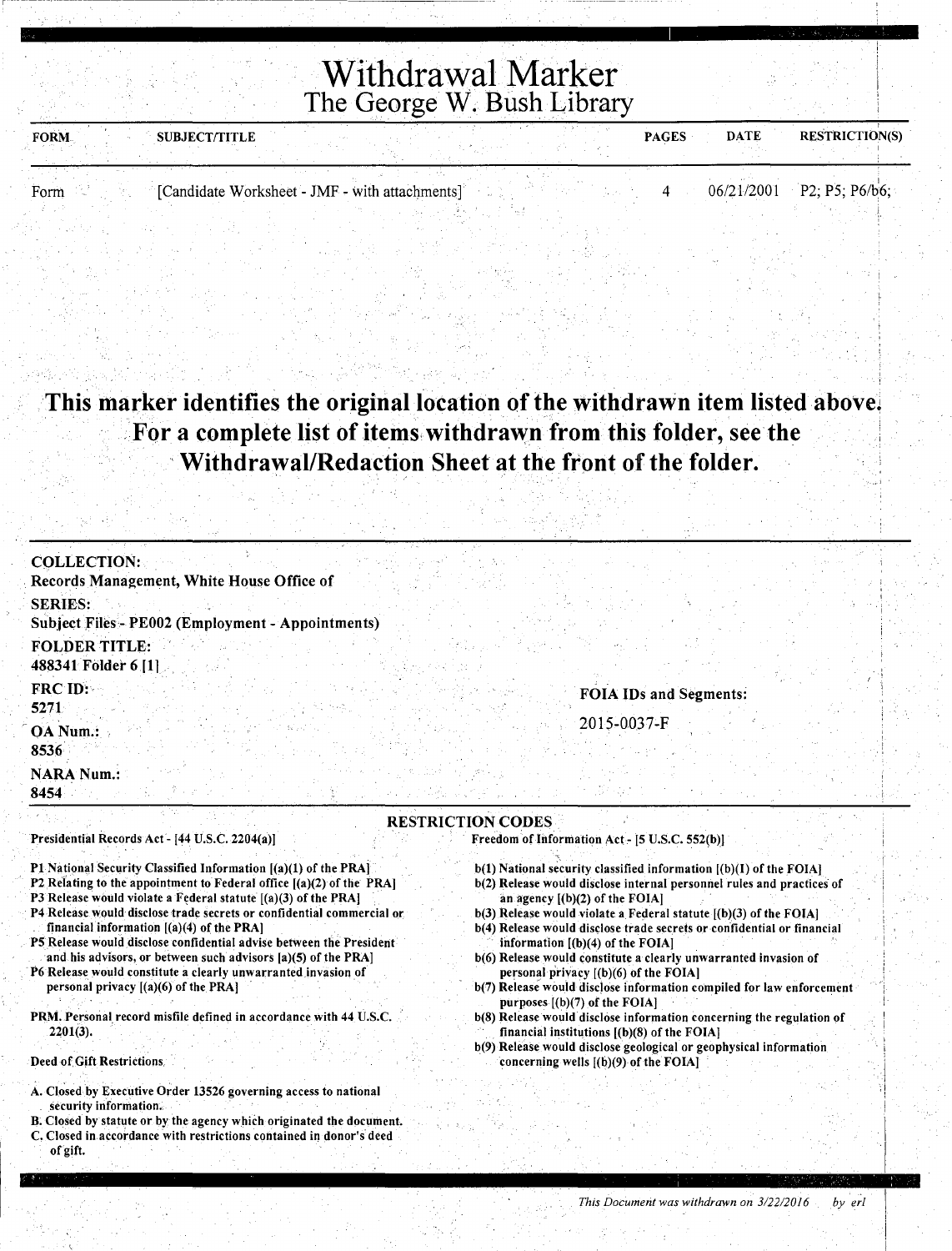# Withdrawal Marker

## The George W. Bush Library

| FORM | SUBJECT/TITLE | PAGES | DATE | RESTRICTION(S) |
|---|---|---|---|---|
| Form | [Candidate Worksheet - JMF - with attachments] | 4 | 06/21/2001 | P2; P5; P6/b6; |

**This marker identifies the original location of the withdrawn item listed above. For a complete list of items withdrawn from this folder, see the Withdrawal/Redaction Sheet at the front of the folder.**

**COLLECTION:**
Records Management, White House Office of

**SERIES:**
Subject Files - PE002 (Employment - Appointments)

**FOLDER TITLE:**
488341 Folder 6 [1]

**FRC ID:**
5271

**OA Num.:**
8536

**NARA Num.:**
8454

**FOIA IDs and Segments:**

2015-0037-F

### RESTRICTION CODES

Presidential Records Act - [44 U.S.C. 2204(a)]

- P1 National Security Classified Information [(a)(1) of the PRA]
- P2 Relating to the appointment to Federal office [(a)(2) of the PRA]
- P3 Release would violate a Federal statute [(a)(3) of the PRA]
- P4 Release would disclose trade secrets or confidential commercial or financial information [(a)(4) of the PRA]
- P5 Release would disclose confidential advise between the President and his advisors, or between such advisors [a)(5) of the PRA]
- P6 Release would constitute a clearly unwarranted invasion of personal privacy [(a)(6) of the PRA]

PRM. Personal record misfile defined in accordance with 44 U.S.C. 2201(3).

Deed of Gift Restrictions

- A. Closed by Executive Order 13526 governing access to national security information.
- B. Closed by statute or by the agency which originated the document.
- C. Closed in accordance with restrictions contained in donor's deed of gift.

Freedom of Information Act - [5 U.S.C. 552(b)]

- b(1) National security classified information [(b)(1) of the FOIA]
- b(2) Release would disclose internal personnel rules and practices of an agency [(b)(2) of the FOIA]
- b(3) Release would violate a Federal statute [(b)(3) of the FOIA]
- b(4) Release would disclose trade secrets or confidential or financial information [(b)(4) of the FOIA]
- b(6) Release would constitute a clearly unwarranted invasion of personal privacy [(b)(6) of the FOIA]
- b(7) Release would disclose information compiled for law enforcement purposes [(b)(7) of the FOIA]
- b(8) Release would disclose information concerning the regulation of financial institutions [(b)(8) of the FOIA]
- b(9) Release would disclose geological or geophysical information concerning wells [(b)(9) of the FOIA]

*This Document was withdrawn on 3/22/2016 by erl*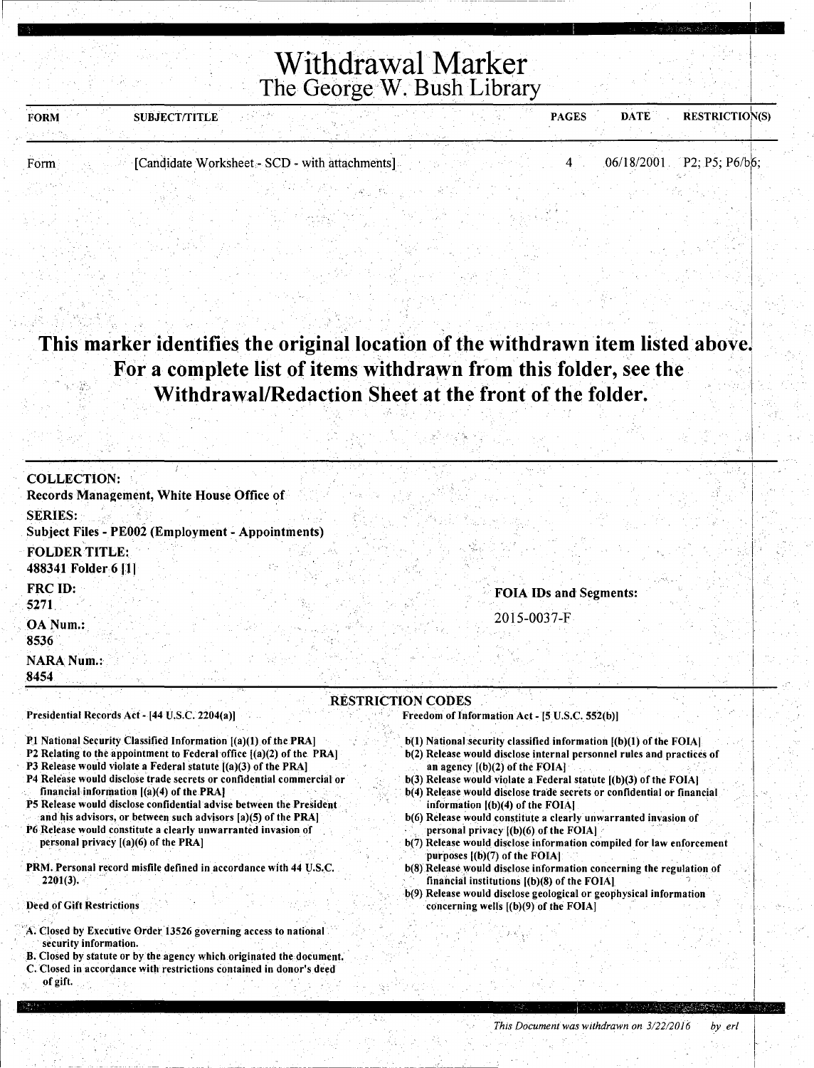# Withdrawal Marker
## The George W. Bush Library

| FORM | SUBJECT/TITLE | PAGES | DATE | RESTRICTION(S) |
|---|---|---|---|---|
| Form | [Candidate Worksheet - SCD - with attachments] | 4 | 06/18/2001 | P2; P5; P6/b6; |

**This marker identifies the original location of the withdrawn item listed above. For a complete list of items withdrawn from this folder, see the Withdrawal/Redaction Sheet at the front of the folder.**

**COLLECTION:**
**Records Management, White House Office of**

**SERIES:**
**Subject Files - PE002 (Employment - Appointments)**

**FOLDER TITLE:**
**488341 Folder 6 [1]**

**FRC ID:**
**5271**

**OA Num.:**
**8536**

**NARA Num.:**
**8454**

**FOIA IDs and Segments:**

2015-0037-F

**RESTRICTION CODES**

**Presidential Records Act - [44 U.S.C. 2204(a)]**

**P1 National Security Classified Information [(a)(1) of the PRA]**
**P2 Relating to the appointment to Federal office [(a)(2) of the PRA]**
**P3 Release would violate a Federal statute [(a)(3) of the PRA]**
**P4 Release would disclose trade secrets or confidential commercial or financial information [(a)(4) of the PRA]**
**P5 Release would disclose confidential advise between the President and his advisors, or between such advisors [a)(5) of the PRA]**
**P6 Release would constitute a clearly unwarranted invasion of personal privacy [(a)(6) of the PRA]**

**PRM. Personal record misfile defined in accordance with 44 U.S.C. 2201(3).**

**Deed of Gift Restrictions**

**A. Closed by Executive Order 13526 governing access to national security information.**
**B. Closed by statute or by the agency which originated the document.**
**C. Closed in accordance with restrictions contained in donor's deed of gift.**

**Freedom of Information Act - [5 U.S.C. 552(b)]**

**b(1) National security classified information [(b)(1) of the FOIA]**
**b(2) Release would disclose internal personnel rules and practices of an agency [(b)(2) of the FOIA]**
**b(3) Release would violate a Federal statute [(b)(3) of the FOIA]**
**b(4) Release would disclose trade secrets or confidential or financial information [(b)(4) of the FOIA]**
**b(6) Release would constitute a clearly unwarranted invasion of personal privacy [(b)(6) of the FOIA]**
**b(7) Release would disclose information compiled for law enforcement purposes [(b)(7) of the FOIA]**
**b(8) Release would disclose information concerning the regulation of financial institutions [(b)(8) of the FOIA]**
**b(9) Release would disclose geological or geophysical information concerning wells [(b)(9) of the FOIA]**

*This Document was withdrawn on 3/22/2016 by erl*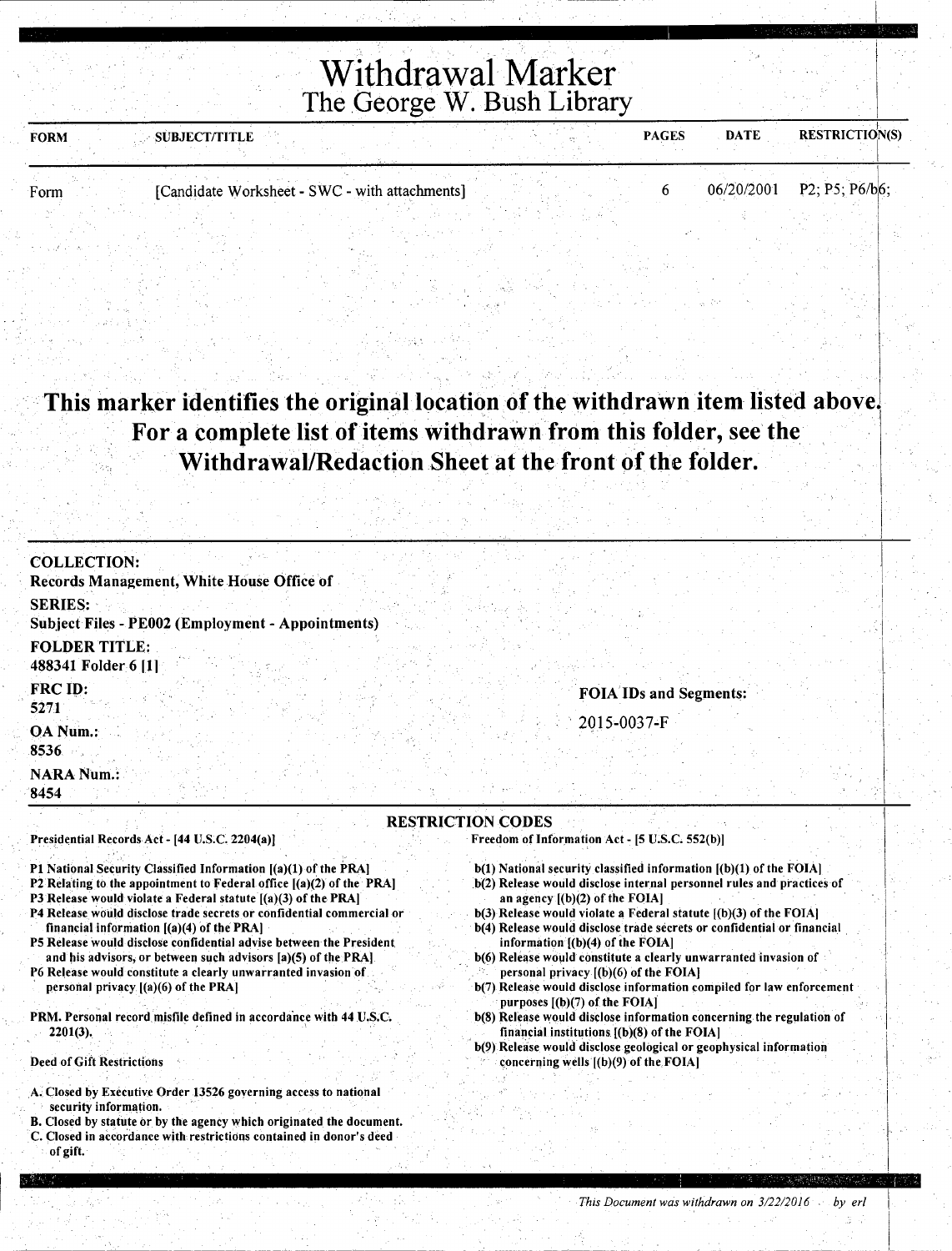# Withdrawal Marker
## The George W. Bush Library

| FORM | SUBJECT/TITLE | PAGES | DATE | RESTRICTION(S) |
|---|---|---|---|---|
| Form | [Candidate Worksheet - SWC - with attachments] | 6 | 06/20/2001 | P2; P5; P6/b6; |

**This marker identifies the original location of the withdrawn item listed above. For a complete list of items withdrawn from this folder, see the Withdrawal/Redaction Sheet at the front of the folder.**

**COLLECTION:**
Records Management, White House Office of

**SERIES:**
Subject Files - PE002 (Employment - Appointments)

**FOLDER TITLE:**
488341 Folder 6 [1]

**FRC ID:**
5271

**OA Num.:**
8536

**NARA Num.:**
8454

**FOIA IDs and Segments:**

2015-0037-F

### RESTRICTION CODES

Presidential Records Act - [44 U.S.C. 2204(a)]

P1 National Security Classified Information [(a)(1) of the PRA]
P2 Relating to the appointment to Federal office [(a)(2) of the PRA]
P3 Release would violate a Federal statute [(a)(3) of the PRA]
P4 Release would disclose trade secrets or confidential commercial or financial information [(a)(4) of the PRA]
P5 Release would disclose confidential advise between the President and his advisors, or between such advisors [a)(5) of the PRA]
P6 Release would constitute a clearly unwarranted invasion of personal privacy [(a)(6) of the PRA]

PRM. Personal record misfile defined in accordance with 44 U.S.C. 2201(3).

Deed of Gift Restrictions

A. Closed by Executive Order 13526 governing access to national security information.
B. Closed by statute or by the agency which originated the document.
C. Closed in accordance with restrictions contained in donor's deed of gift.

Freedom of Information Act - [5 U.S.C. 552(b)]

b(1) National security classified information [(b)(1) of the FOIA]
b(2) Release would disclose internal personnel rules and practices of an agency [(b)(2) of the FOIA]
b(3) Release would violate a Federal statute [(b)(3) of the FOIA]
b(4) Release would disclose trade secrets or confidential or financial information [(b)(4) of the FOIA]
b(6) Release would constitute a clearly unwarranted invasion of personal privacy [(b)(6) of the FOIA]
b(7) Release would disclose information compiled for law enforcement purposes [(b)(7) of the FOIA]
b(8) Release would disclose information concerning the regulation of financial institutions [(b)(8) of the FOIA]
b(9) Release would disclose geological or geophysical information concerning wells [(b)(9) of the FOIA]

*This Document was withdrawn on 3/22/2016 by erl*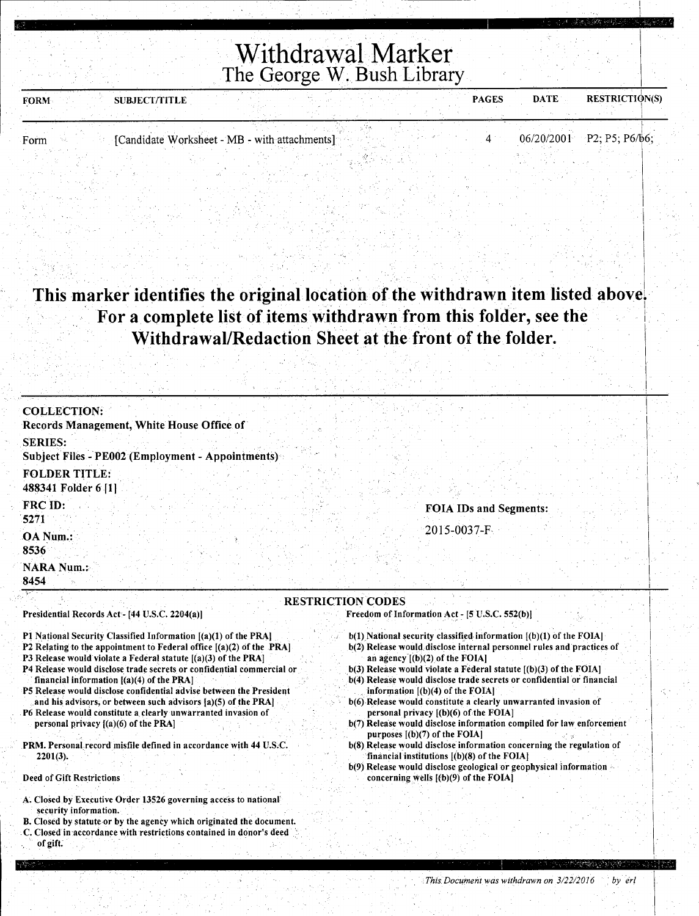# Withdrawal Marker

## The George W. Bush Library

| FORM | SUBJECT/TITLE | PAGES | DATE | RESTRICTION(S) |
| --- | --- | --- | --- | --- |
| Form | [Candidate Worksheet - MB - with attachments] | 4 | 06/20/2001 | P2; P5; P6/b6; |

**This marker identifies the original location of the withdrawn item listed above. For a complete list of items withdrawn from this folder, see the Withdrawal/Redaction Sheet at the front of the folder.**

**COLLECTION:**
Records Management, White House Office of

**SERIES:**
Subject Files - PE002 (Employment - Appointments)

**FOLDER TITLE:**
488341 Folder 6 [1]

**FRC ID:**
5271

**OA Num.:**
8536

**NARA Num.:**
8454

**FOIA IDs and Segments:**

2015-0037-F

**RESTRICTION CODES**

Presidential Records Act - [44 U.S.C. 2204(a)]

P1 National Security Classified Information [(a)(1) of the PRA]
P2 Relating to the appointment to Federal office [(a)(2) of the PRA]
P3 Release would violate a Federal statute [(a)(3) of the PRA]
P4 Release would disclose trade secrets or confidential commercial or financial information [(a)(4) of the PRA]
P5 Release would disclose confidential advise between the President and his advisors, or between such advisors [a)(5) of the PRA]
P6 Release would constitute a clearly unwarranted invasion of personal privacy [(a)(6) of the PRA]

PRM. Personal record misfile defined in accordance with 44 U.S.C. 2201(3).

Deed of Gift Restrictions

A. Closed by Executive Order 13526 governing access to national security information.
B. Closed by statute or by the agency which originated the document.
C. Closed in accordance with restrictions contained in donor's deed of gift.

Freedom of Information Act - [5 U.S.C. 552(b)]

b(1) National security classified information [(b)(1) of the FOIA]
b(2) Release would disclose internal personnel rules and practices of an agency [(b)(2) of the FOIA]
b(3) Release would violate a Federal statute [(b)(3) of the FOIA]
b(4) Release would disclose trade secrets or confidential or financial information [(b)(4) of the FOIA]
b(6) Release would constitute a clearly unwarranted invasion of personal privacy [(b)(6) of the FOIA]
b(7) Release would disclose information compiled for law enforcement purposes [(b)(7) of the FOIA]
b(8) Release would disclose information concerning the regulation of financial institutions [(b)(8) of the FOIA]
b(9) Release would disclose geological or geophysical information concerning wells [(b)(9) of the FOIA]

*This Document was withdrawn on 3/22/2016 by erl*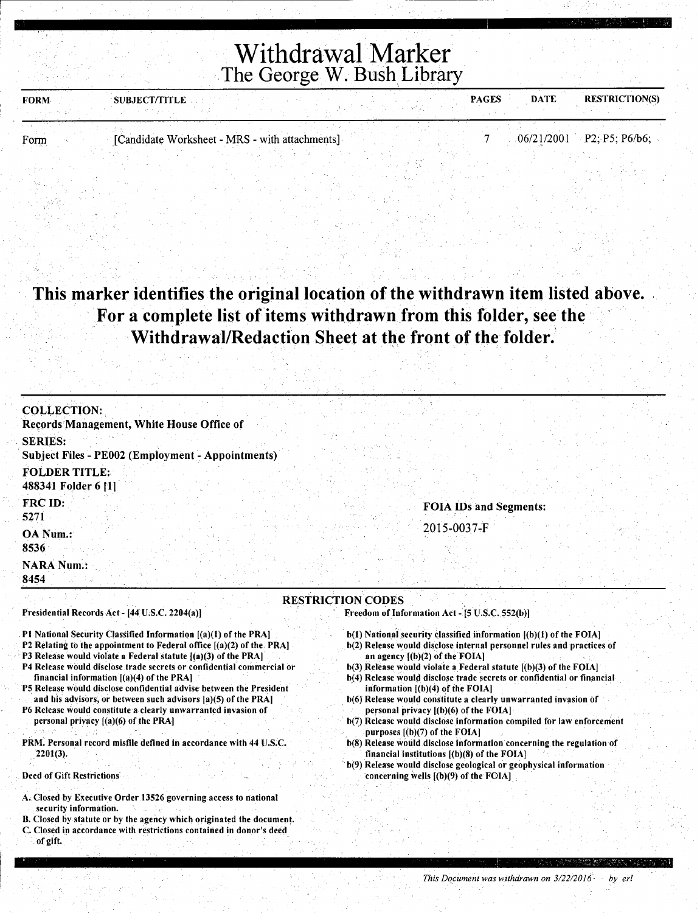# Withdrawal Marker
## The George W. Bush Library

| FORM | SUBJECT/TITLE | PAGES | DATE | RESTRICTION(S) |
|---|---|---|---|---|
| Form | [Candidate Worksheet - MRS - with attachments] | 7 | 06/21/2001 | P2; P5; P6/b6; |

**This marker identifies the original location of the withdrawn item listed above. For a complete list of items withdrawn from this folder, see the Withdrawal/Redaction Sheet at the front of the folder.**

**COLLECTION:**
Records Management, White House Office of

**SERIES:**
Subject Files - PE002 (Employment - Appointments)

**FOLDER TITLE:**
488341 Folder 6 [1]

**FRC ID:**
5271

**OA Num.:**
8536

**NARA Num.:**
8454

**FOIA IDs and Segments:**

2015-0037-F

### RESTRICTION CODES

Presidential Records Act - [44 U.S.C. 2204(a)]

- P1 National Security Classified Information [(a)(1) of the PRA]
- P2 Relating to the appointment to Federal office [(a)(2) of the PRA]
- P3 Release would violate a Federal statute [(a)(3) of the PRA]
- P4 Release would disclose trade secrets or confidential commercial or financial information [(a)(4) of the PRA]
- P5 Release would disclose confidential advise between the President and his advisors, or between such advisors [a)(5) of the PRA]
- P6 Release would constitute a clearly unwarranted invasion of personal privacy [(a)(6) of the PRA]

PRM. Personal record misfile defined in accordance with 44 U.S.C. 2201(3).

Deed of Gift Restrictions

- A. Closed by Executive Order 13526 governing access to national security information.
- B. Closed by statute or by the agency which originated the document.
- C. Closed in accordance with restrictions contained in donor's deed of gift.

Freedom of Information Act - [5 U.S.C. 552(b)]

- b(1) National security classified information [(b)(1) of the FOIA]
- b(2) Release would disclose internal personnel rules and practices of an agency [(b)(2) of the FOIA]
- b(3) Release would violate a Federal statute [(b)(3) of the FOIA]
- b(4) Release would disclose trade secrets or confidential or financial information [(b)(4) of the FOIA]
- b(6) Release would constitute a clearly unwarranted invasion of personal privacy [(b)(6) of the FOIA]
- b(7) Release would disclose information compiled for law enforcement purposes [(b)(7) of the FOIA]
- b(8) Release would disclose information concerning the regulation of financial institutions [(b)(8) of the FOIA]
- b(9) Release would disclose geological or geophysical information concerning wells [(b)(9) of the FOIA]

*This Document was withdrawn on 3/22/2016 by erl*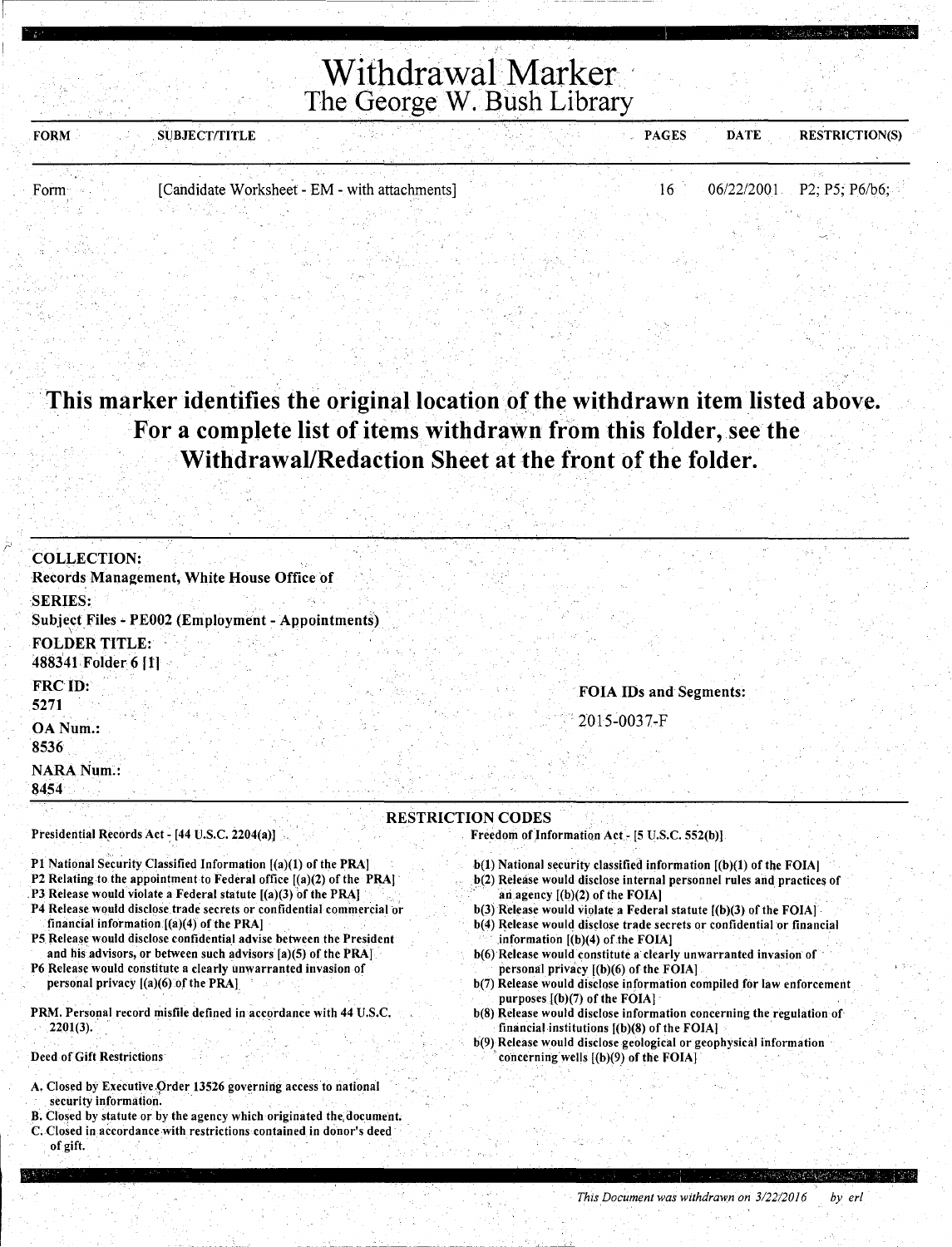# Withdrawal Marker
## The George W. Bush Library

| FORM | SUBJECT/TITLE | PAGES | DATE | RESTRICTION(S) |
|---|---|---|---|---|
| Form | [Candidate Worksheet - EM - with attachments] | 16 | 06/22/2001 | P2; P5; P6/b6; |

**This marker identifies the original location of the withdrawn item listed above. For a complete list of items withdrawn from this folder, see the Withdrawal/Redaction Sheet at the front of the folder.**

**COLLECTION:**
Records Management, White House Office of

**SERIES:**
Subject Files - PE002 (Employment - Appointments)

**FOLDER TITLE:**
488341 Folder 6 [1]

**FRC ID:**
5271

**OA Num.:**
8536

**NARA Num.:**
8454

**FOIA IDs and Segments:**

2015-0037-F

### RESTRICTION CODES

Presidential Records Act - [44 U.S.C. 2204(a)]

P1 National Security Classified Information [(a)(1) of the PRA]
P2 Relating to the appointment to Federal office [(a)(2) of the PRA]
P3 Release would violate a Federal statute [(a)(3) of the PRA]
P4 Release would disclose trade secrets or confidential commercial or financial information [(a)(4) of the PRA]
P5 Release would disclose confidential advise between the President and his advisors, or between such advisors [a)(5) of the PRA]
P6 Release would constitute a clearly unwarranted invasion of personal privacy [(a)(6) of the PRA]

PRM. Personal record misfile defined in accordance with 44 U.S.C. 2201(3).

Deed of Gift Restrictions

A. Closed by Executive Order 13526 governing access to national security information.
B. Closed by statute or by the agency which originated the document.
C. Closed in accordance with restrictions contained in donor's deed of gift.

Freedom of Information Act - [5 U.S.C. 552(b)]

b(1) National security classified information [(b)(1) of the FOIA]
b(2) Release would disclose internal personnel rules and practices of an agency [(b)(2) of the FOIA]
b(3) Release would violate a Federal statute [(b)(3) of the FOIA]
b(4) Release would disclose trade secrets or confidential or financial information [(b)(4) of the FOIA]
b(6) Release would constitute a clearly unwarranted invasion of personal privacy [(b)(6) of the FOIA]
b(7) Release would disclose information compiled for law enforcement purposes [(b)(7) of the FOIA]
b(8) Release would disclose information concerning the regulation of financial institutions [(b)(8) of the FOIA]
b(9) Release would disclose geological or geophysical information concerning wells [(b)(9) of the FOIA]

*This Document was withdrawn on 3/22/2016 by erl*